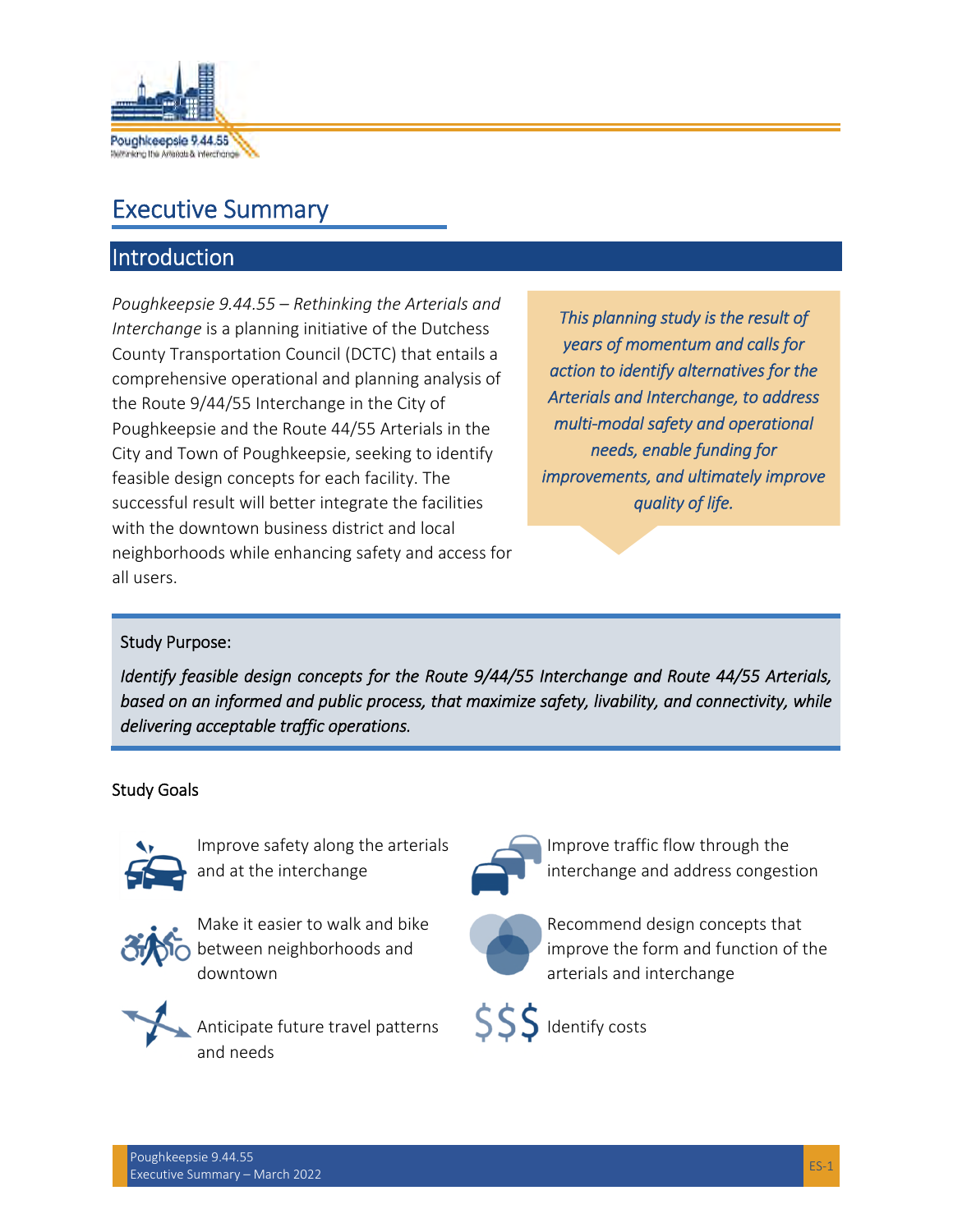# Executive Summary

## Introduction

*Poughkeepsie 9.44.55 – Rethinking the Arterials and Interchange* is a planning initiative of the Dutchess County Transportation Council (DCTC) that entails a comprehensive operational and planning analysis of the Route 9/44/55 Interchange in the City of Poughkeepsie and the Route 44/55 Arterials in the City and Town of Poughkeepsie, seeking to identify feasible design concepts for each facility. The successful result will better integrate the facilities with the downtown business district and local neighborhoods while enhancing safety and access for all users.

*This planning study is the result of years of momentum and calls for action to identify alternatives for the Arterials and Interchange, to address multi-modal safety and operational needs, enable funding for improvements, and ultimately improve quality of life.*

**Study Purpose:**

*Identify feasible design concepts for the Route 9/44/55 Interchange and Route 44/55 Arterials, based on an informed and public process, that maximize safety, livability, and connectivity, while delivering acceptable traffic operations.*

### Study Goals

- Improve safety along the arterials and at the interchange
- Make it easier to walk and bike between neighborhoods and downtown
- Anticipate future travel patterns and needs
- Improve traffic flow through the interchange and address congestion
- Recommend design concepts that improve the form and function of the arterials and interchange
- Identify costs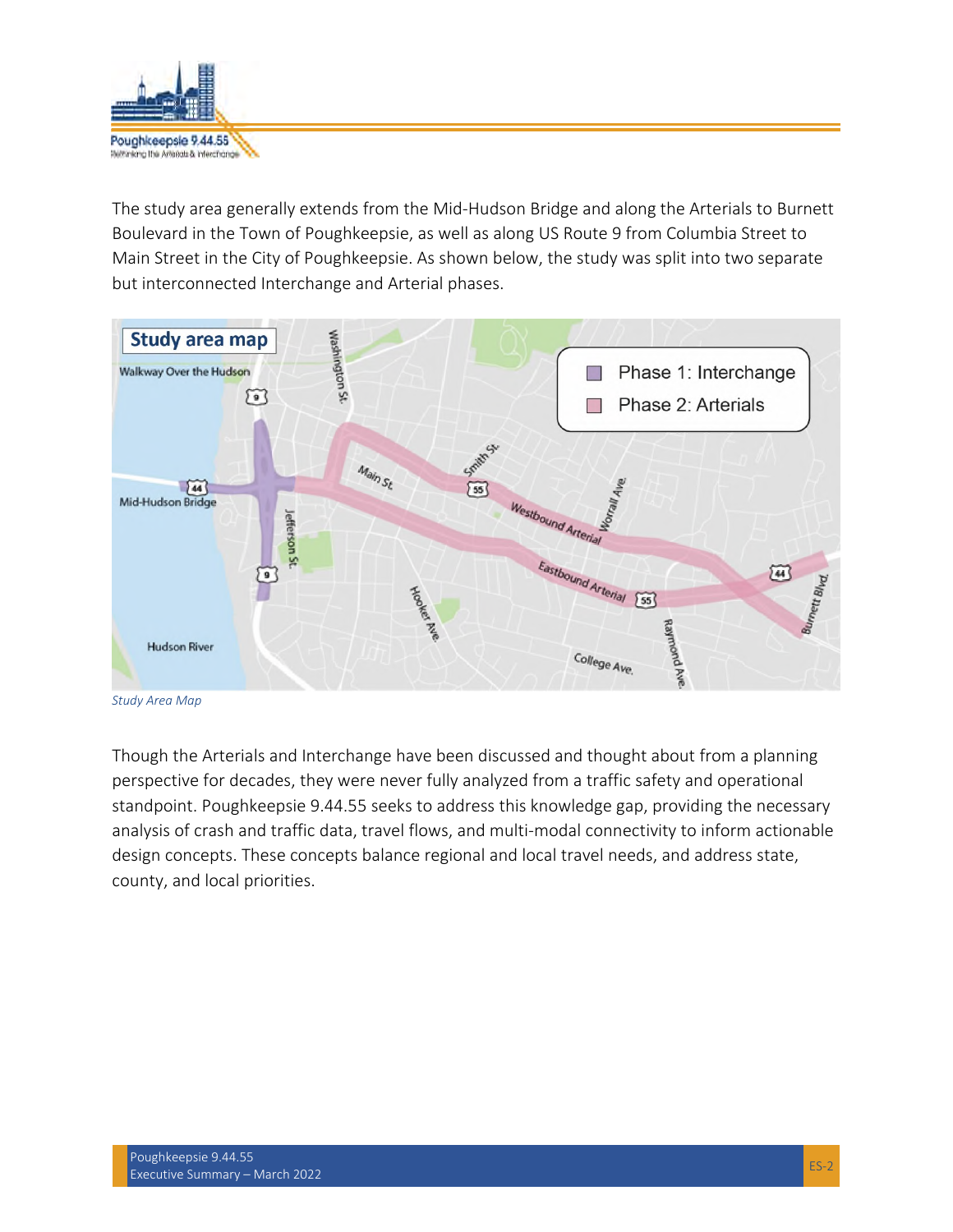The study area generally extends from the Mid-Hudson Bridge and along the Arterials to Burnett Boulevard in the Town of Poughkeepsie, as well as along US Route 9 from Columbia Street to Main Street in the City of Poughkeepsie. As shown below, the study was split into two separate but interconnected Interchange and Arterial phases.

*Study Area Map*

Though the Arterials and Interchange have been discussed and thought about from a planning perspective for decades, they were never fully analyzed from a traffic safety and operational standpoint. Poughkeepsie 9.44.55 seeks to address this knowledge gap, providing the necessary analysis of crash and traffic data, travel flows, and multi-modal connectivity to inform actionable design concepts. These concepts balance regional and local travel needs, and address state, county, and local priorities.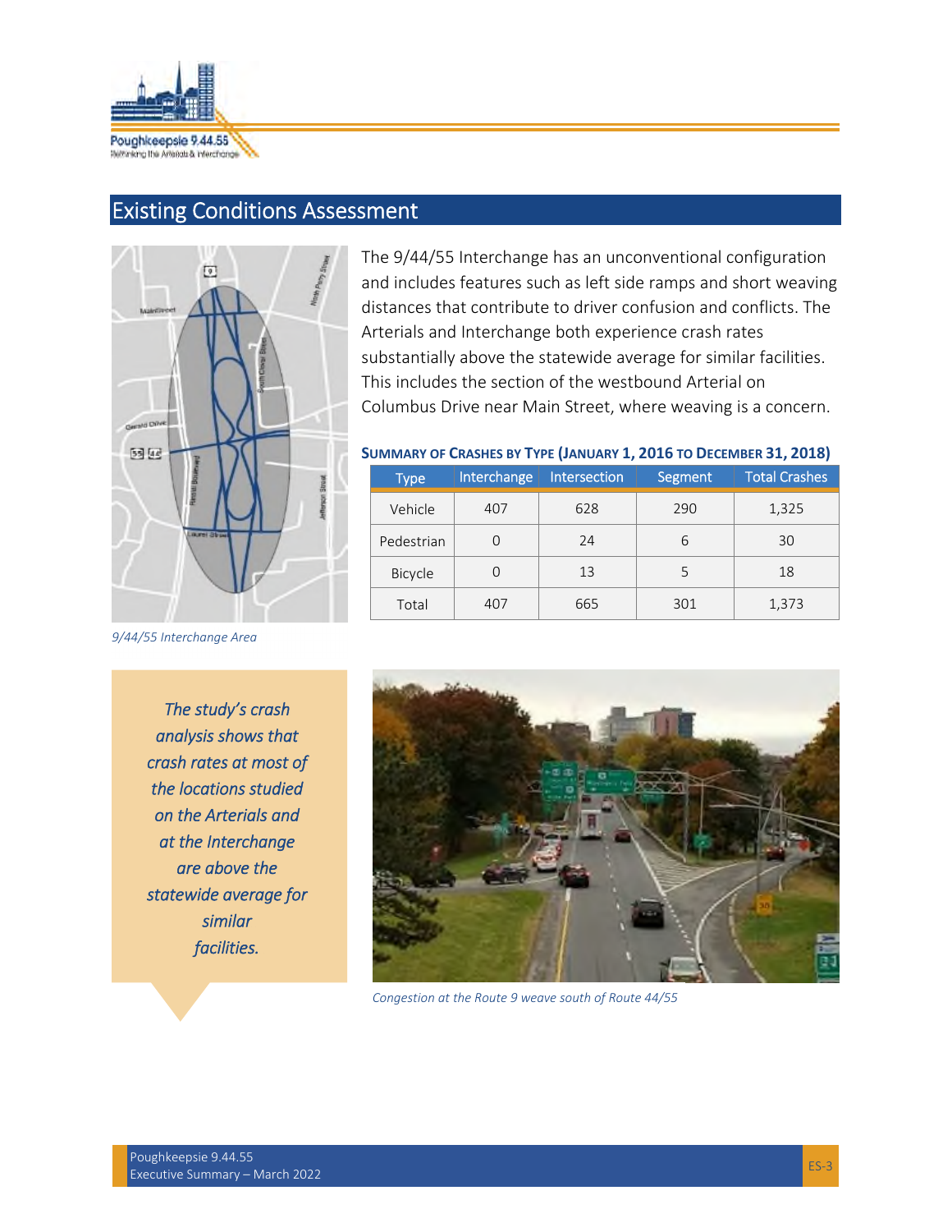## Existing Conditions Assessment

The 9/44/55 Interchange has an unconventional configuration and includes features such as left side ramps and short weaving distances that contribute to driver confusion and conflicts. The Arterials and Interchange both experience crash rates substantially above the statewide average for similar facilities. This includes the section of the westbound Arterial on Columbus Drive near Main Street, where weaving is a concern.

*9/44/55 Interchange Area*

**Summary of Crashes by Type (January 1, 2016 to December 31, 2018)**

| Type | Interchange | Intersection | Segment | Total Crashes |
|---|---|---|---|---|
| Vehicle | 407 | 628 | 290 | 1,325 |
| Pedestrian | 0 | 24 | 6 | 30 |
| Bicycle | 0 | 13 | 5 | 18 |
| Total | 407 | 665 | 301 | 1,373 |

*The study's crash analysis shows that crash rates at most of the locations studied on the Arterials and at the Interchange are above the statewide average for similar facilities.*

*Congestion at the Route 9 weave south of Route 44/55*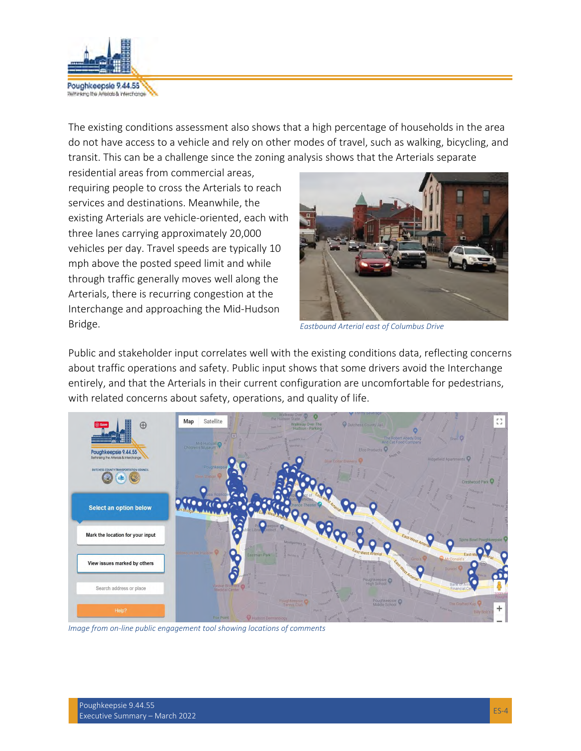The existing conditions assessment also shows that a high percentage of households in the area do not have access to a vehicle and rely on other modes of travel, such as walking, bicycling, and transit. This can be a challenge since the zoning analysis shows that the Arterials separate residential areas from commercial areas, requiring people to cross the Arterials to reach services and destinations. Meanwhile, the existing Arterials are vehicle-oriented, each with three lanes carrying approximately 20,000 vehicles per day. Travel speeds are typically 10 mph above the posted speed limit and while through traffic generally moves well along the Arterials, there is recurring congestion at the Interchange and approaching the Mid-Hudson Bridge.

*Eastbound Arterial east of Columbus Drive*

Public and stakeholder input correlates well with the existing conditions data, reflecting concerns about traffic operations and safety. Public input shows that some drivers avoid the Interchange entirely, and that the Arterials in their current configuration are uncomfortable for pedestrians, with related concerns about safety, operations, and quality of life.

*Image from on-line public engagement tool showing locations of comments*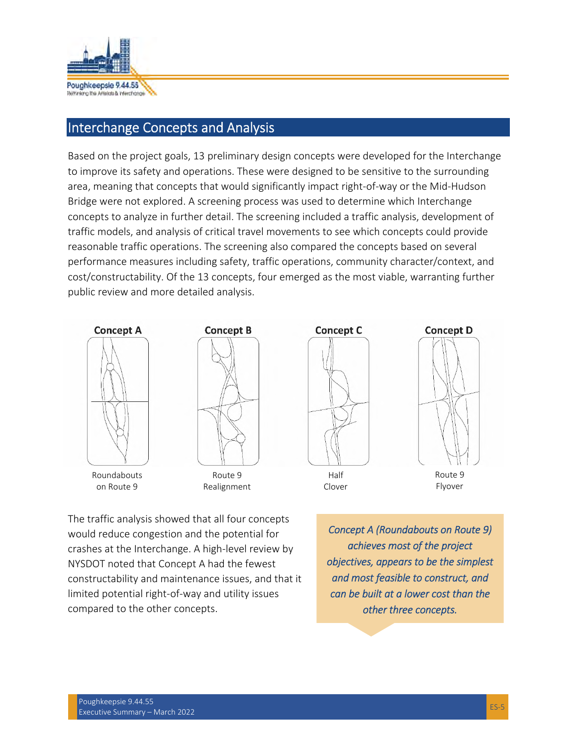## Interchange Concepts and Analysis

Based on the project goals, 13 preliminary design concepts were developed for the Interchange to improve its safety and operations. These were designed to be sensitive to the surrounding area, meaning that concepts that would significantly impact right-of-way or the Mid-Hudson Bridge were not explored. A screening process was used to determine which Interchange concepts to analyze in further detail. The screening included a traffic analysis, development of traffic models, and analysis of critical travel movements to see which concepts could provide reasonable traffic operations. The screening also compared the concepts based on several performance measures including safety, traffic operations, community character/context, and cost/constructability. Of the 13 concepts, four emerged as the most viable, warranting further public review and more detailed analysis.

**Concept A** — Roundabouts on Route 9

**Concept B** — Route 9 Realignment

**Concept C** — Half Clover

**Concept D** — Route 9 Flyover

The traffic analysis showed that all four concepts would reduce congestion and the potential for crashes at the Interchange. A high-level review by NYSDOT noted that Concept A had the fewest constructability and maintenance issues, and that it limited potential right-of-way and utility issues compared to the other concepts.

*Concept A (Roundabouts on Route 9) achieves most of the project objectives, appears to be the simplest and most feasible to construct, and can be built at a lower cost than the other three concepts.*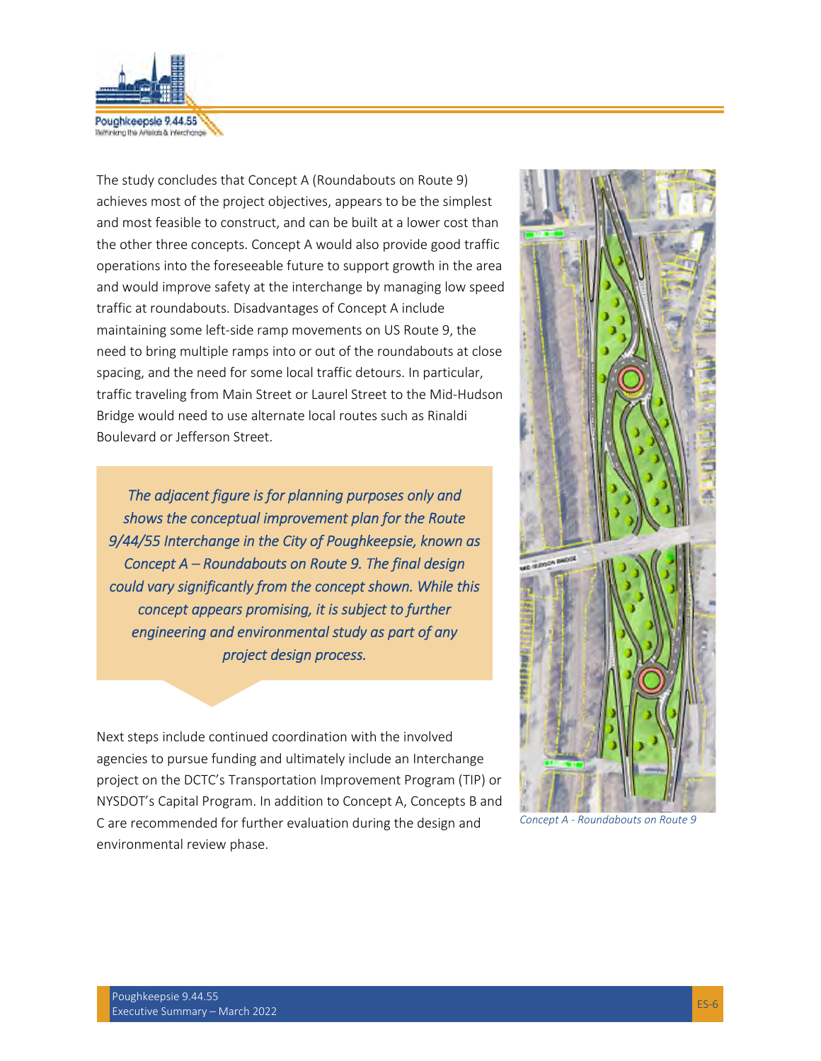The study concludes that Concept A (Roundabouts on Route 9) achieves most of the project objectives, appears to be the simplest and most feasible to construct, and can be built at a lower cost than the other three concepts. Concept A would also provide good traffic operations into the foreseeable future to support growth in the area and would improve safety at the interchange by managing low speed traffic at roundabouts. Disadvantages of Concept A include maintaining some left-side ramp movements on US Route 9, the need to bring multiple ramps into or out of the roundabouts at close spacing, and the need for some local traffic detours. In particular, traffic traveling from Main Street or Laurel Street to the Mid-Hudson Bridge would need to use alternate local routes such as Rinaldi Boulevard or Jefferson Street.

*The adjacent figure is for planning purposes only and shows the conceptual improvement plan for the Route 9/44/55 Interchange in the City of Poughkeepsie, known as Concept A – Roundabouts on Route 9. The final design could vary significantly from the concept shown. While this concept appears promising, it is subject to further engineering and environmental study as part of any project design process.*

*Concept A - Roundabouts on Route 9*

Next steps include continued coordination with the involved agencies to pursue funding and ultimately include an Interchange project on the DCTC's Transportation Improvement Program (TIP) or NYSDOT's Capital Program. In addition to Concept A, Concepts B and C are recommended for further evaluation during the design and environmental review phase.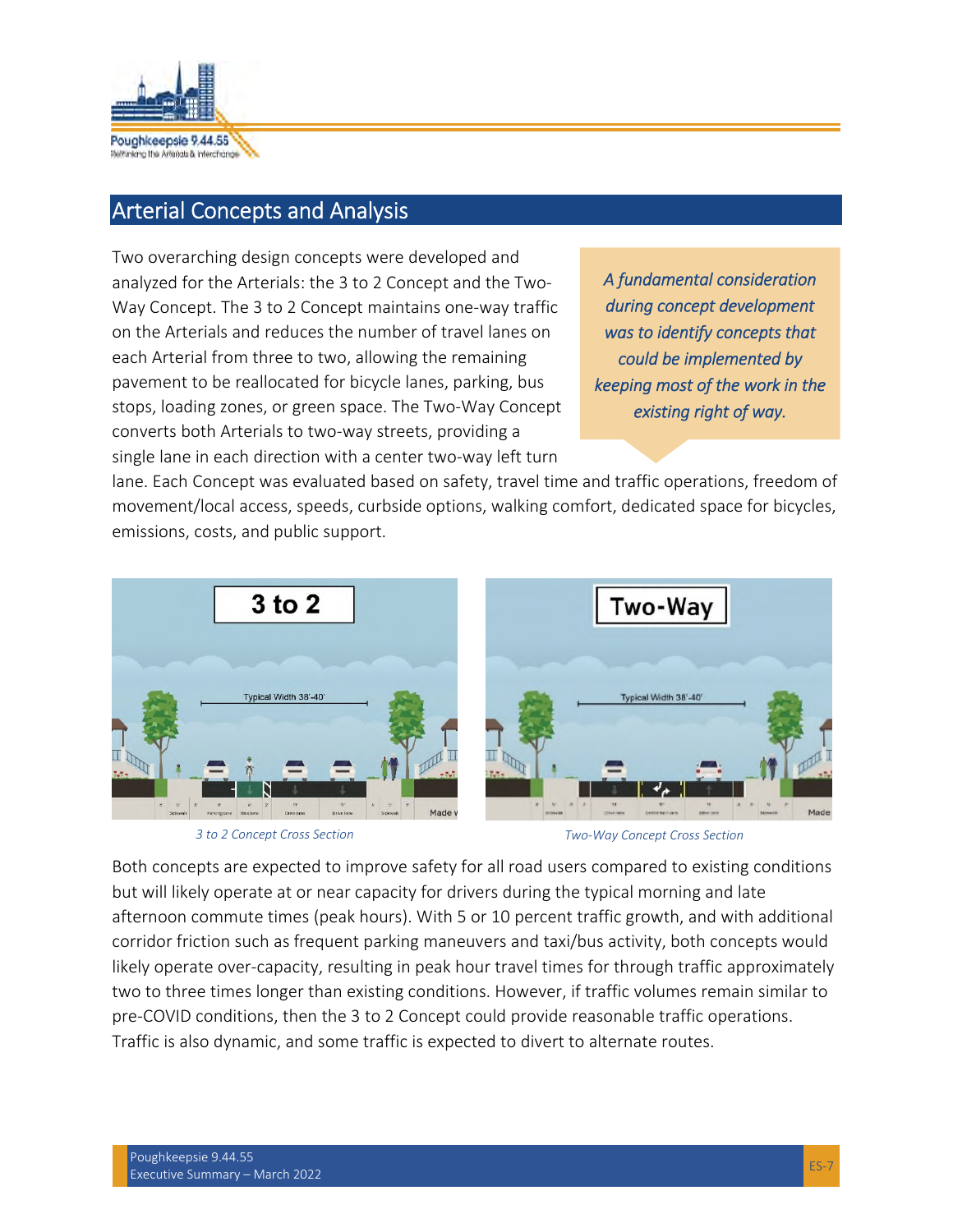## Arterial Concepts and Analysis

Two overarching design concepts were developed and analyzed for the Arterials: the 3 to 2 Concept and the Two-Way Concept. The 3 to 2 Concept maintains one-way traffic on the Arterials and reduces the number of travel lanes on each Arterial from three to two, allowing the remaining pavement to be reallocated for bicycle lanes, parking, bus stops, loading zones, or green space. The Two-Way Concept converts both Arterials to two-way streets, providing a single lane in each direction with a center two-way left turn lane. Each Concept was evaluated based on safety, travel time and traffic operations, freedom of movement/local access, speeds, curbside options, walking comfort, dedicated space for bicycles, emissions, costs, and public support.

*A fundamental consideration during concept development was to identify concepts that could be implemented by keeping most of the work in the existing right of way.*

*3 to 2 Concept Cross Section*

*Two-Way Concept Cross Section*

Both concepts are expected to improve safety for all road users compared to existing conditions but will likely operate at or near capacity for drivers during the typical morning and late afternoon commute times (peak hours). With 5 or 10 percent traffic growth, and with additional corridor friction such as frequent parking maneuvers and taxi/bus activity, both concepts would likely operate over-capacity, resulting in peak hour travel times for through traffic approximately two to three times longer than existing conditions. However, if traffic volumes remain similar to pre-COVID conditions, then the 3 to 2 Concept could provide reasonable traffic operations. Traffic is also dynamic, and some traffic is expected to divert to alternate routes.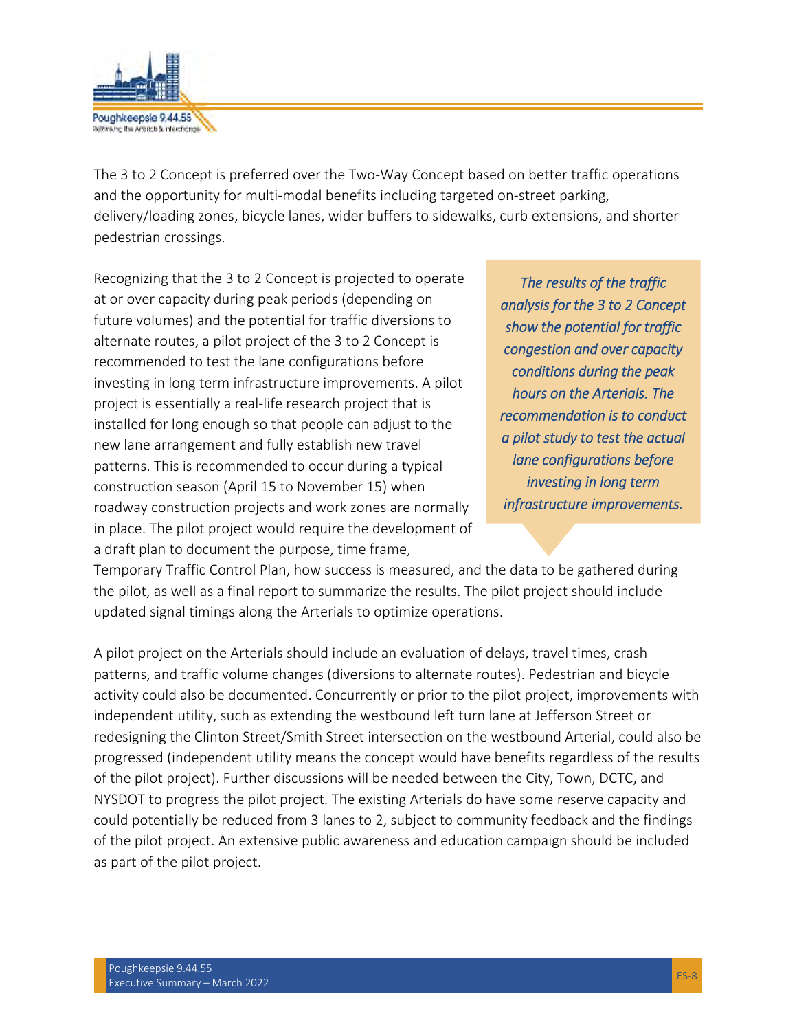The 3 to 2 Concept is preferred over the Two-Way Concept based on better traffic operations and the opportunity for multi-modal benefits including targeted on-street parking, delivery/loading zones, bicycle lanes, wider buffers to sidewalks, curb extensions, and shorter pedestrian crossings.

> *The results of the traffic analysis for the 3 to 2 Concept show the potential for traffic congestion and over capacity conditions during the peak hours on the Arterials. The recommendation is to conduct a pilot study to test the actual lane configurations before investing in long term infrastructure improvements.*

Recognizing that the 3 to 2 Concept is projected to operate at or over capacity during peak periods (depending on future volumes) and the potential for traffic diversions to alternate routes, a pilot project of the 3 to 2 Concept is recommended to test the lane configurations before investing in long term infrastructure improvements. A pilot project is essentially a real-life research project that is installed for long enough so that people can adjust to the new lane arrangement and fully establish new travel patterns. This is recommended to occur during a typical construction season (April 15 to November 15) when roadway construction projects and work zones are normally in place. The pilot project would require the development of a draft plan to document the purpose, time frame, Temporary Traffic Control Plan, how success is measured, and the data to be gathered during the pilot, as well as a final report to summarize the results. The pilot project should include updated signal timings along the Arterials to optimize operations.

A pilot project on the Arterials should include an evaluation of delays, travel times, crash patterns, and traffic volume changes (diversions to alternate routes). Pedestrian and bicycle activity could also be documented. Concurrently or prior to the pilot project, improvements with independent utility, such as extending the westbound left turn lane at Jefferson Street or redesigning the Clinton Street/Smith Street intersection on the westbound Arterial, could also be progressed (independent utility means the concept would have benefits regardless of the results of the pilot project). Further discussions will be needed between the City, Town, DCTC, and NYSDOT to progress the pilot project. The existing Arterials do have some reserve capacity and could potentially be reduced from 3 lanes to 2, subject to community feedback and the findings of the pilot project. An extensive public awareness and education campaign should be included as part of the pilot project.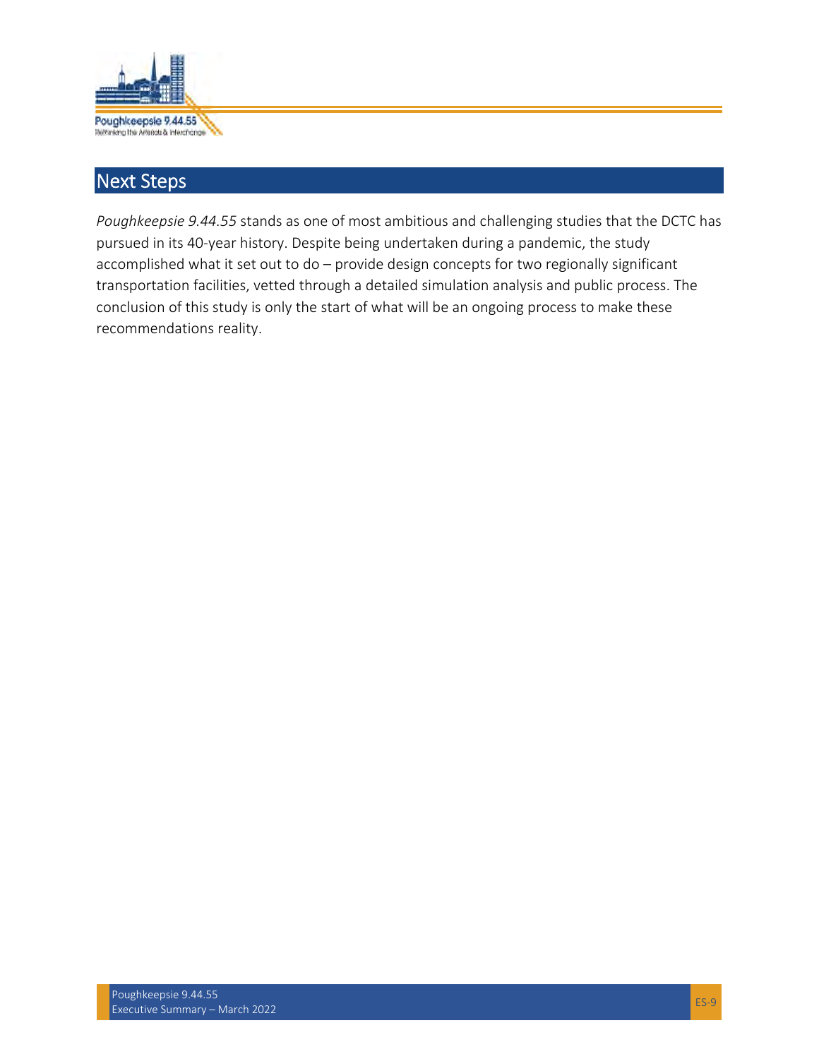## Next Steps

*Poughkeepsie 9.44.55* stands as one of most ambitious and challenging studies that the DCTC has pursued in its 40-year history. Despite being undertaken during a pandemic, the study accomplished what it set out to do – provide design concepts for two regionally significant transportation facilities, vetted through a detailed simulation analysis and public process. The conclusion of this study is only the start of what will be an ongoing process to make these recommendations reality.